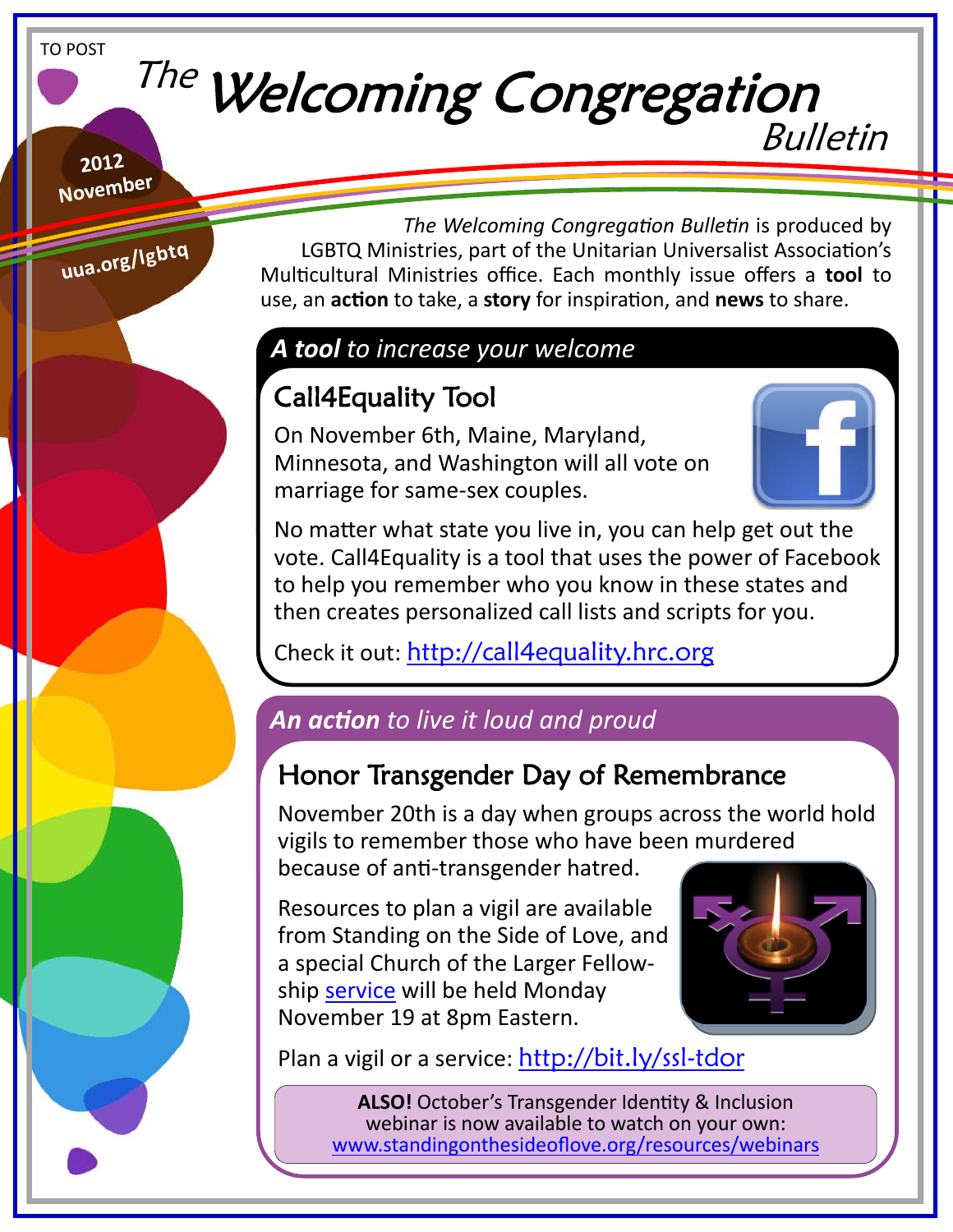TO POST

# The Welcoming Congregation Bulletin

2012 November

uua.org/lgbtq

*The Welcoming Congregation Bulletin* is produced by LGBTQ Ministries, part of the Unitarian Universalist Association's Multicultural Ministries office. Each monthly issue offers a **tool** to use, an **action** to take, a **story** for inspiration, and **news** to share.

## ***A tool*** *to increase your welcome*

### Call4Equality Tool

On November 6th, Maine, Maryland, Minnesota, and Washington will all vote on marriage for same-sex couples.

No matter what state you live in, you can help get out the vote. Call4Equality is a tool that uses the power of Facebook to help you remember who you know in these states and then creates personalized call lists and scripts for you.

Check it out: http://call4equality.hrc.org

## ***An action*** *to live it loud and proud*

### Honor Transgender Day of Remembrance

November 20th is a day when groups across the world hold vigils to remember those who have been murdered because of anti-transgender hatred.

Resources to plan a vigil are available from Standing on the Side of Love, and a special Church of the Larger Fellowship service will be held Monday November 19 at 8pm Eastern.

Plan a vigil or a service: http://bit.ly/ssl-tdor

**ALSO!** October's Transgender Identity & Inclusion webinar is now available to watch on your own: www.standingonthesideoflove.org/resources/webinars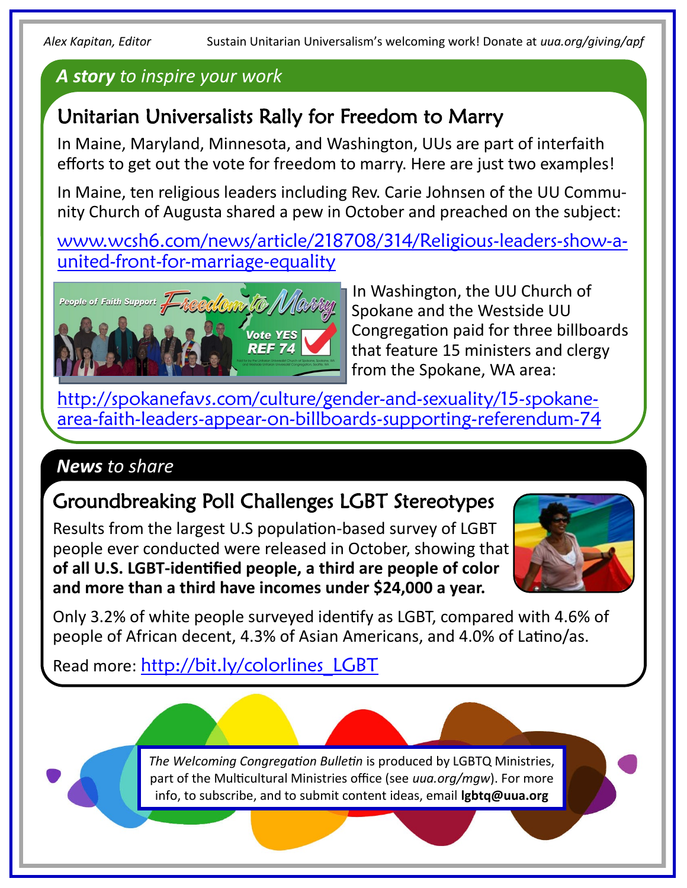Alex Kapitan, Editor Sustain Unitarian Universalism's welcoming work! Donate at *uua.org/giving/apf*

## ***A story*** *to inspire your work*

### Unitarian Universalists Rally for Freedom to Marry

In Maine, Maryland, Minnesota, and Washington, UUs are part of interfaith efforts to get out the vote for freedom to marry. Here are just two examples!

In Maine, ten religious leaders including Rev. Carie Johnsen of the UU Community Church of Augusta shared a pew in October and preached on the subject:

www.wcsh6.com/news/article/218708/314/Religious-leaders-show-a-united-front-for-marriage-equality

In Washington, the UU Church of Spokane and the Westside UU Congregation paid for three billboards that feature 15 ministers and clergy from the Spokane, WA area:

http://spokanefavs.com/culture/gender-and-sexuality/15-spokane-area-faith-leaders-appear-on-billboards-supporting-referendum-74

## ***News*** *to share*

### Groundbreaking Poll Challenges LGBT Stereotypes

Results from the largest U.S population-based survey of LGBT people ever conducted were released in October, showing that **of all U.S. LGBT-identified people, a third are people of color and more than a third have incomes under $24,000 a year.**

Only 3.2% of white people surveyed identify as LGBT, compared with 4.6% of people of African decent, 4.3% of Asian Americans, and 4.0% of Latino/as.

Read more: http://bit.ly/colorlines_LGBT

*The Welcoming Congregation Bulletin* is produced by LGBTQ Ministries, part of the Multicultural Ministries office (see *uua.org/mgw*). For more info, to subscribe, and to submit content ideas, email **lgbtq@uua.org**